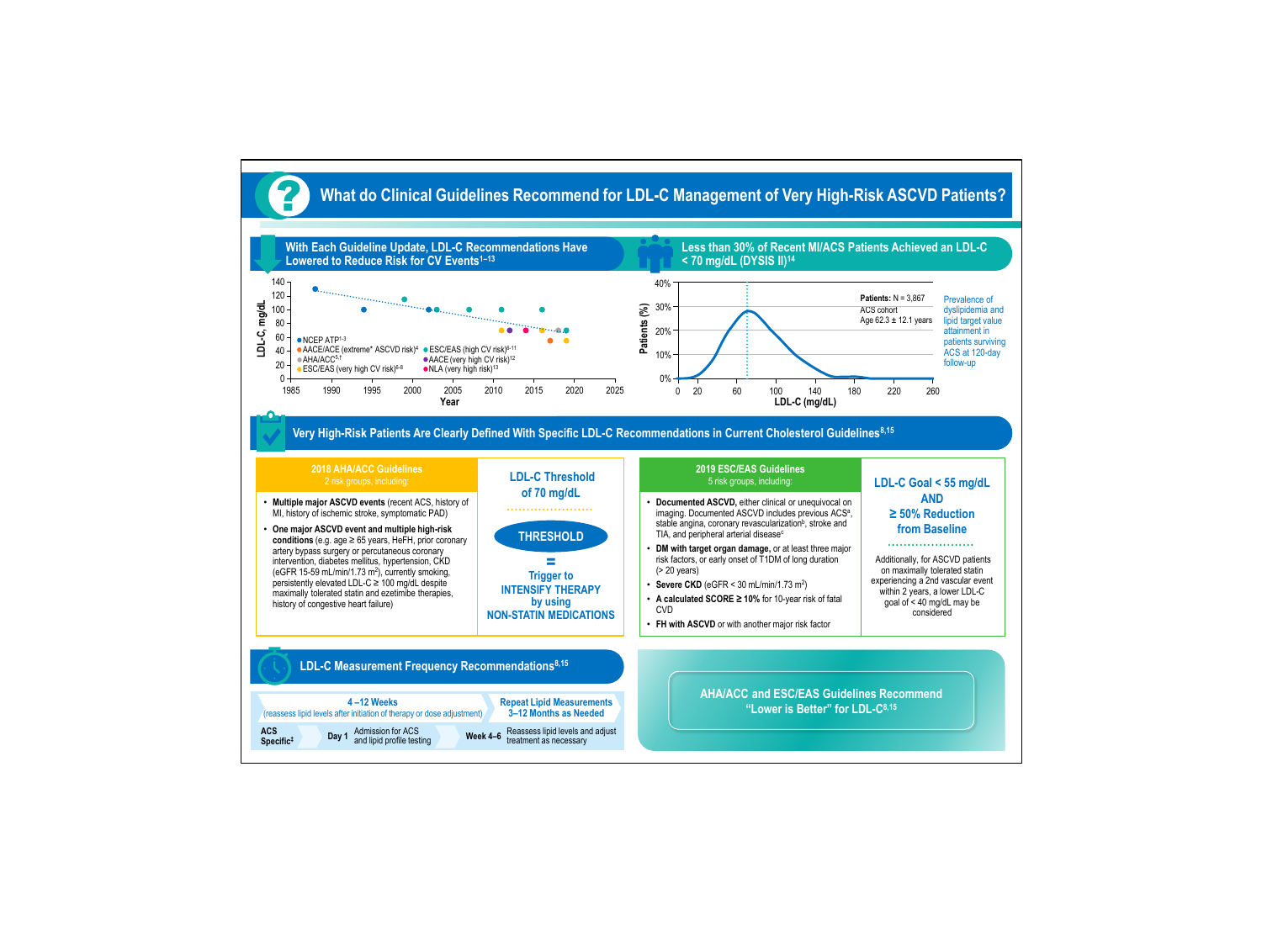# What do Clinical Guidelines Recommend for LDL-C Management of Very High-Risk ASCVD Patients?

## With Each Guideline Update, LDL-C Recommendations Have Lowered to Reduce Risk for CV Events[1–13]

LDL-C, mg/dL (0–140) vs. Year (1985–2025)

- NCEP ATP[1-3]
- AACE/ACE (extreme* ASCVD risk)[4]
- AHA/ACC[5,†]
- ESC/EAS (very high CV risk)[6-8]
- ESC/EAS (high CV risk)[6-11]
- AACE (very high CV risk)[12]
- NLA (very high risk)[13]

## Less than 30% of Recent MI/ACS Patients Achieved an LDL-C < 70 mg/dL (DYSIS II)[14]

Patients (%) (0%–40%) vs. LDL-C (mg/dL) (0–260)

**Patients:** N = 3,867
ACS cohort
Age 62.3 ± 12.1 years

Prevalence of dyslipidemia and lipid target value attainment in patients surviving ACS at 120-day follow-up

## Very High-Risk Patients Are Clearly Defined With Specific LDL-C Recommendations in Current Cholesterol Guidelines[8,15]

### 2018 AHA/ACC Guidelines
2 risk groups, including:

- **Multiple major ASCVD events** (recent ACS, history of MI, history of ischemic stroke, symptomatic PAD)
- **One major ASCVD event and multiple high-risk conditions** (e.g. age ≥ 65 years, HeFH, prior coronary artery bypass surgery or percutaneous coronary intervention, diabetes mellitus, hypertension, CKD (eGFR 15-59 mL/min/1.73 m$^2$), currently smoking, persistently elevated LDL-C ≥ 100 mg/dL despite maximally tolerated statin and ezetimibe therapies, history of congestive heart failure)

**LDL-C Threshold of 70 mg/dL**

THRESHOLD = Trigger to INTENSIFY THERAPY by using NON-STATIN MEDICATIONS

### 2019 ESC/EAS Guidelines
5 risk groups, including:

- **Documented ASCVD,** either clinical or unequivocal on imaging. Documented ASCVD includes previous ACS[a], stable angina, coronary revascularization[b], stroke and TIA, and peripheral arterial disease[c]
- **DM with target organ damage,** or at least three major risk factors, or early onset of T1DM of long duration (> 20 years)
- **Severe CKD** (eGFR < 30 mL/min/1.73 m$^2$)
- **A calculated SCORE ≥ 10%** for 10-year risk of fatal CVD
- **FH with ASCVD** or with another major risk factor

**LDL-C Goal < 55 mg/dL AND ≥ 50% Reduction from Baseline**

Additionally, for ASCVD patients on maximally tolerated statin experiencing a 2nd vascular event within 2 years, a lower LDL-C goal of < 40 mg/dL may be considered

## LDL-C Measurement Frequency Recommendations[8,15]

**4 –12 Weeks** (reassess lipid levels after initiation of therapy or dose adjustment)

**Repeat Lipid Measurements 3–12 Months as Needed**

**ACS Specific[‡]**

- **Day 1** – Admission for ACS and lipid profile testing
- **Week 4–6** – Reassess lipid levels and adjust treatment as necessary

**AHA/ACC and ESC/EAS Guidelines Recommend "Lower is Better" for LDL-C[8,15]**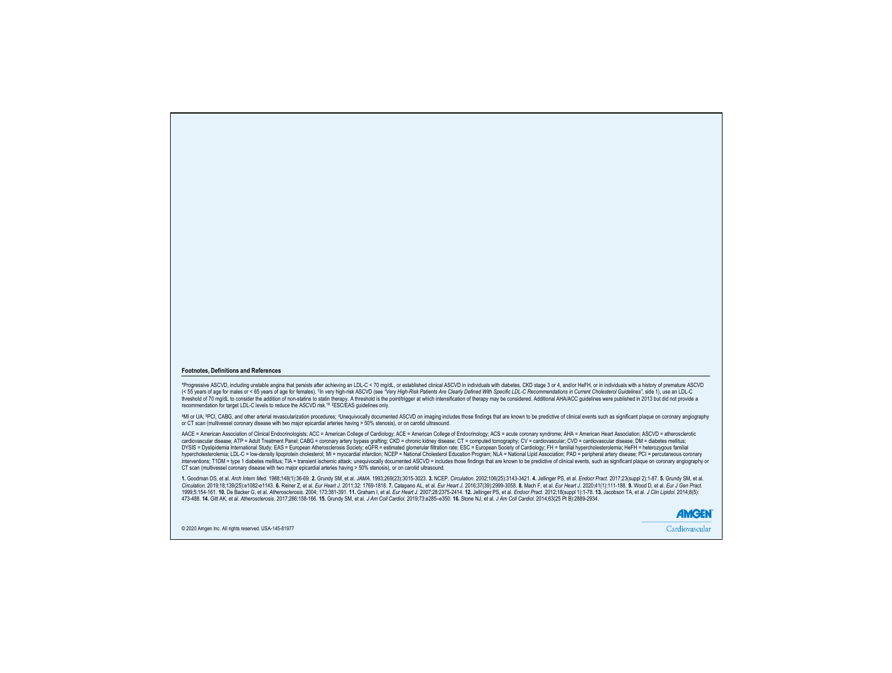**Footnotes, Definitions and References**

*Progressive ASCVD, including unstable angina that persists after achieving an LDL-C < 70 mg/dL, or established clinical ASCVD in individuals with diabetes, CKD stage 3 or 4, and/or HeFH, or in individuals with a history of premature ASCVD (< 55 years of age for males or < 65 years of age for females). †In very high-risk ASCVD (see *"Very High-Risk Patients Are Clearly Defined With Specific LDL-C Recommendations in Current Cholesterol Guidelines"*, side 1), use an LDL-C threshold of 70 mg/dL to consider the addition of non-statins to statin therapy. A threshold is the point/trigger at which intensification of therapy may be considered. Additional AHA/ACC guidelines were published in 2013 but did not provide a recommendation for target LDL-C levels to reduce the ASCVD risk.[16] ‡ESC/EAS guidelines only.

[a]MI or UA; [b]PCI, CABG, and other arterial revascularization procedures; [c]Unequivocally documented ASCVD on imaging includes those findings that are known to be predictive of clinical events such as significant plaque on coronary angiography or CT scan (multivessel coronary disease with two major epicardial arteries having > 50% stenosis), or on carotid ultrasound.

AACE = American Association of Clinical Endocrinologists; ACC = American College of Cardiology; ACE = American College of Endocrinology; ACS = acute coronary syndrome; AHA = American Heart Association; ASCVD = atherosclerotic cardiovascular disease; ATP = Adult Treatment Panel; CABG = coronary artery bypass grafting; CKD = chronic kidney disease; CT = computed tomography; CV = cardiovascular; CVD = cardiovascular disease; DM = diabetes mellitus; DYSIS = Dyslipidemia International Study; EAS = European Atherosclerosis Society; eGFR = estimated glomerular filtration rate; ESC = European Society of Cardiology; FH = familial hypercholesterolemia; HeFH = heterozygous familial hypercholesterolemia; LDL-C = low-density lipoprotein cholesterol; MI = myocardial infarction; NCEP = National Cholesterol Education Program; NLA = National Lipid Association; PAD = peripheral artery disease; PCI = percutaneous coronary interventions; T1DM = type 1 diabetes mellitus; TIA = transient ischemic attack; unequivocally documented ASCVD = includes those findings that are known to be predictive of clinical events, such as significant plaque on coronary angiography or CT scan (multivessel coronary disease with two major epicardial arteries having > 50% stenosis), or on carotid ultrasound.

**1.** Goodman DS, et al. *Arch Intern Med.* 1988;148(1):36-69. **2.** Grundy SM, et al. *JAMA.* 1993;269(23):3015-3023. **3.** NCEP. *Circulation*. 2002;106(25):3143-3421. **4.** Jellinger PS, et al. *Endocr Pract.* 2017;23(suppl 2):1-87. **5.** Grundy SM, et al. *Circulation.* 2019;18;139(25):e1082-e1143. **6.** Reiner Z, et al. *Eur Heart J.* 2011;32: 1769-1818. **7.** Catapano AL, et al. *Eur Heart J.* 2016;37(39):2999-3058. **8.** Mach F, et al. *Eur Heart J.* 2020;41(1):111-188. **9.** Wood D, et al. *Eur J Gen Pract.* 1999;5:154-161. **10.** De Backer G, et al. *Atherosclerosis.* 2004; 173:381-391. **11.** Graham I, et al. *Eur Heart J.* 2007;28:2375-2414. **12.** Jellinger PS, et al. *Endocr Pract.* 2012;18(suppl 1):1-78. **13.** Jacobson TA, et al. *J Clin Lipidol.* 2014;8(5): 473-488. **14.** Gitt AK, et al. *Atherosclerosis.* 2017;266:158-166. **15.** Grundy SM, et al. *J Am Coll Cardiol.* 2019;73:e285–e350. **16.** Stone NJ, et al. *J Am Coll Cardiol.* 2014;63(25 Pt B):2889-2934.

AMGEN
Cardiovascular

© 2020 Amgen Inc. All rights reserved. USA-145-81977